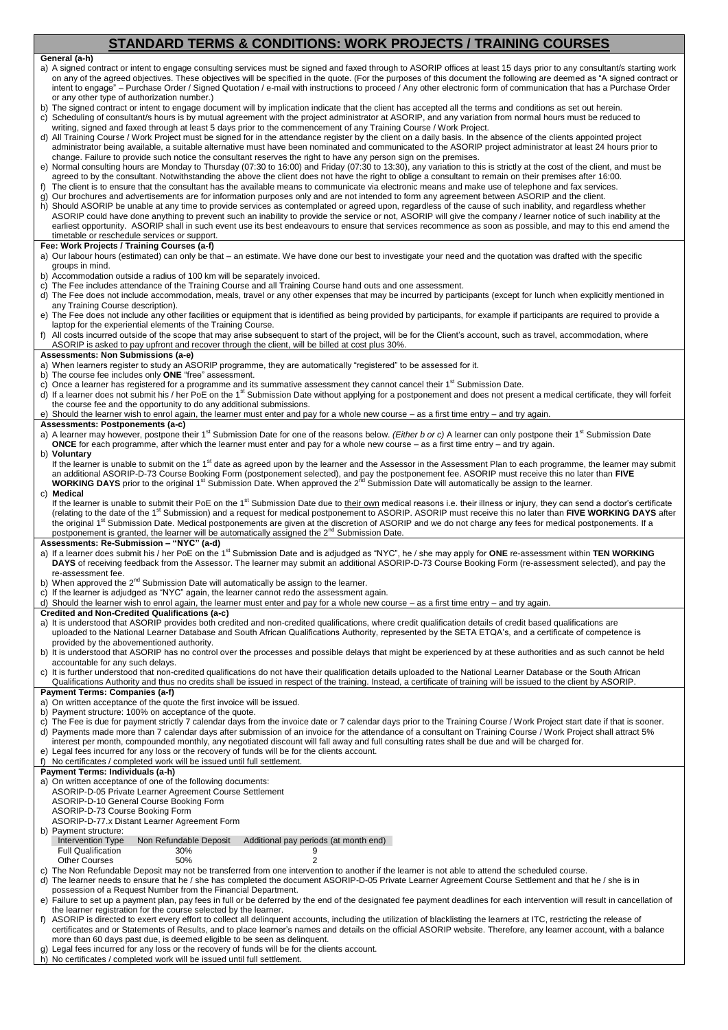# STANDARD TERMS & CONDITIONS: WORK PROJECTS / TRAINING COURSES

### General (a-h)

a) A signed contract or intent to engage consulting services must be signed and faxed through to ASORIP offices at least 15 days prior to any consultant/s starting work on any of the agreed objectives. These objectives will be specified in the quote. (For the purposes of this document the following are deemed as "A signed contract or intent to engage" – Purchase Order / Signed Quotation / e-mail with instructions to proceed / Any other electronic form of communication that has a Purchase Order or any other type of authorization number.)

b) The signed contract or intent to engage document will by implication indicate that the client has accepted all the terms and conditions as set out herein.

c) Scheduling of consultant/s hours is by mutual agreement with the project administrator at ASORIP, and any variation from normal hours must be reduced to writing, signed and faxed through at least 5 days prior to the commencement of any Training Course / Work Project.

d) All Training Course / Work Project must be signed for in the attendance register by the client on a daily basis. In the absence of the clients appointed project administrator being available, a suitable alternative must have been nominated and communicated to the ASORIP project administrator at least 24 hours prior to change. Failure to provide such notice the consultant reserves the right to have any person sign on the premises.

e) Normal consulting hours are Monday to Thursday (07:30 to 16:00) and Friday (07:30 to 13:30), any variation to this is strictly at the cost of the client, and must be agreed to by the consultant. Notwithstanding the above the client does not have the right to oblige a consultant to remain on their premises after 16:00.

f) The client is to ensure that the consultant has the available means to communicate via electronic means and make use of telephone and fax services.

g) Our brochures and advertisements are for information purposes only and are not intended to form any agreement between ASORIP and the client.

h) Should ASORIP be unable at any time to provide services as contemplated or agreed upon, regardless of the cause of such inability, and regardless whether ASORIP could have done anything to prevent such an inability to provide the service or not, ASORIP will give the company / learner notice of such inability at the earliest opportunity. ASORIP shall in such event use its best endeavours to ensure that services recommence as soon as possible, and may to this end amend the timetable or reschedule services or support.

### Fee: Work Projects / Training Courses (a-f)

a) Our labour hours (estimated) can only be that – an estimate. We have done our best to investigate your need and the quotation was drafted with the specific groups in mind.

b) Accommodation outside a radius of 100 km will be separately invoiced.

c) The Fee includes attendance of the Training Course and all Training Course hand outs and one assessment.

d) The Fee does not include accommodation, meals, travel or any other expenses that may be incurred by participants (except for lunch when explicitly mentioned in any Training Course description).

e) The Fee does not include any other facilities or equipment that is identified as being provided by participants, for example if participants are required to provide a laptop for the experiential elements of the Training Course.

f) All costs incurred outside of the scope that may arise subsequent to start of the project, will be for the Client's account, such as travel, accommodation, where ASORIP is asked to pay upfront and recover through the client, will be billed at cost plus 30%.

### Assessments: Non Submissions (a-e)

a) When learners register to study an ASORIP programme, they are automatically "registered" to be assessed for it.

b) The course fee includes only **ONE** "free" assessment.

c) Once a learner has registered for a programme and its summative assessment they cannot cancel their 1st Submission Date.

d) If a learner does not submit his / her PoE on the 1st Submission Date without applying for a postponement and does not present a medical certificate, they will forfeit the course fee and the opportunity to do any additional submissions.

e) Should the learner wish to enrol again, the learner must enter and pay for a whole new course – as a first time entry – and try again.

### Assessments: Postponements (a-c)

a) A learner may however, postpone their 1st Submission Date for one of the reasons below. *(Either b or c)* A learner can only postpone their 1st Submission Date **ONCE** for each programme, after which the learner must enter and pay for a whole new course – as a first time entry – and try again.

b) **Voluntary**
If the learner is unable to submit on the 1st date as agreed upon by the learner and the Assessor in the Assessment Plan to each programme, the learner may submit an additional ASORIP-D-73 Course Booking Form (postponement selected), and pay the postponement fee. ASORIP must receive this no later than **FIVE WORKING DAYS** prior to the original 1st Submission Date. When approved the 2nd Submission Date will automatically be assign to the learner.

c) **Medical**
If the learner is unable to submit their PoE on the 1st Submission Date due to their own medical reasons i.e. their illness or injury, they can send a doctor's certificate (relating to the date of the 1st Submission) and a request for medical postponement to ASORIP. ASORIP must receive this no later than **FIVE WORKING DAYS** after the original 1st Submission Date. Medical postponements are given at the discretion of ASORIP and we do not charge any fees for medical postponements. If a postponement is granted, the learner will be automatically assigned the 2nd Submission Date.

### Assessments: Re-Submission – "NYC" (a-d)

a) If a learner does submit his / her PoE on the 1st Submission Date and is adjudged as "NYC", he / she may apply for **ONE** re-assessment within **TEN WORKING DAYS** of receiving feedback from the Assessor. The learner may submit an additional ASORIP-D-73 Course Booking Form (re-assessment selected), and pay the re-assessment fee.

b) When approved the 2nd Submission Date will automatically be assign to the learner.

c) If the learner is adjudged as "NYC" again, the learner cannot redo the assessment again.

d) Should the learner wish to enrol again, the learner must enter and pay for a whole new course – as a first time entry – and try again.

### Credited and Non-Credited Qualifications (a-c)

a) It is understood that ASORIP provides both credited and non-credited qualifications, where credit qualification details of credit based qualifications are uploaded to the National Learner Database and South African Qualifications Authority, represented by the SETA ETQA's, and a certificate of competence is provided by the abovementioned authority.

b) It is understood that ASORIP has no control over the processes and possible delays that might be experienced by at these authorities and as such cannot be held accountable for any such delays.

c) It is further understood that non-credited qualifications do not have their qualification details uploaded to the National Learner Database or the South African Qualifications Authority and thus no credits shall be issued in respect of the training. Instead, a certificate of training will be issued to the client by ASORIP.

### Payment Terms: Companies (a-f)

a) On written acceptance of the quote the first invoice will be issued.

b) Payment structure: 100% on acceptance of the quote.

c) The Fee is due for payment strictly 7 calendar days from the invoice date or 7 calendar days prior to the Training Course / Work Project start date if that is sooner.

d) Payments made more than 7 calendar days after submission of an invoice for the attendance of a consultant on Training Course / Work Project shall attract 5% interest per month, compounded monthly, any negotiated discount will fall away and full consulting rates shall be due and will be charged for.

e) Legal fees incurred for any loss or the recovery of funds will be for the clients account.

f) No certificates / completed work will be issued until full settlement.

### Payment Terms: Individuals (a-h)

a) On written acceptance of one of the following documents:
ASORIP-D-05 Private Learner Agreement Course Settlement
ASORIP-D-10 General Course Booking Form
ASORIP-D-73 Course Booking Form
ASORIP-D-77.x Distant Learner Agreement Form

b) Payment structure:

| Intervention Type | Non Refundable Deposit | Additional pay periods (at month end) |
|---|---|---|
| Full Qualification | 30% | 9 |
| Other Courses | 50% | 2 |

c) The Non Refundable Deposit may not be transferred from one intervention to another if the learner is not able to attend the scheduled course.

d) The learner needs to ensure that he / she has completed the document ASORIP-D-05 Private Learner Agreement Course Settlement and that he / she is in possession of a Request Number from the Financial Department.

e) Failure to set up a payment plan, pay fees in full or be deferred by the end of the designated fee payment deadlines for each intervention will result in cancellation of the learner registration for the course selected by the learner.

f) ASORIP is directed to exert every effort to collect all delinquent accounts, including the utilization of blacklisting the learners at ITC, restricting the release of certificates and or Statements of Results, and to place learner's names and details on the official ASORIP website. Therefore, any learner account, with a balance more than 60 days past due, is deemed eligible to be seen as delinquent.

g) Legal fees incurred for any loss or the recovery of funds will be for the clients account.

h) No certificates / completed work will be issued until full settlement.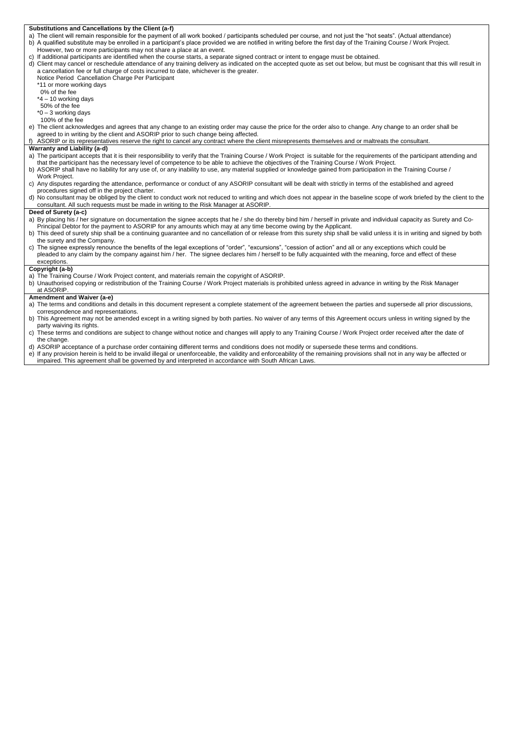**Substitutions and Cancellations by the Client (a-f)**

a) The client will remain responsible for the payment of all work booked / participants scheduled per course, and not just the "hot seats". (Actual attendance)

b) A qualified substitute may be enrolled in a participant's place provided we are notified in writing before the first day of the Training Course / Work Project. However, two or more participants may not share a place at an event.

c) If additional participants are identified when the course starts, a separate signed contract or intent to engage must be obtained.

d) Client may cancel or reschedule attendance of any training delivery as indicated on the accepted quote as set out below, but must be cognisant that this will result in a cancellation fee or full charge of costs incurred to date, whichever is the greater.

Notice Period Cancellation Charge Per Participant

*11 or more working days
0% of the fee
*4 – 10 working days
50% of the fee
*0 – 3 working days
100% of the fee

e) The client acknowledges and agrees that any change to an existing order may cause the price for the order also to change. Any change to an order shall be agreed to in writing by the client and ASORIP prior to such change being affected.

f) ASORIP or its representatives reserve the right to cancel any contract where the client misrepresents themselves and or maltreats the consultant.

**Warranty and Liability (a-d)**

a) The participant accepts that it is their responsibility to verify that the Training Course / Work Project is suitable for the requirements of the participant attending and that the participant has the necessary level of competence to be able to achieve the objectives of the Training Course / Work Project.

b) ASORIP shall have no liability for any use of, or any inability to use, any material supplied or knowledge gained from participation in the Training Course / Work Project.

c) Any disputes regarding the attendance, performance or conduct of any ASORIP consultant will be dealt with strictly in terms of the established and agreed procedures signed off in the project charter.

d) No consultant may be obliged by the client to conduct work not reduced to writing and which does not appear in the baseline scope of work briefed by the client to the consultant. All such requests must be made in writing to the Risk Manager at ASORIP.

**Deed of Surety (a-c)**

a) By placing his / her signature on documentation the signee accepts that he / she do thereby bind him / herself in private and individual capacity as Surety and Co-Principal Debtor for the payment to ASORIP for any amounts which may at any time become owing by the Applicant.

b) This deed of surety ship shall be a continuing guarantee and no cancellation of or release from this surety ship shall be valid unless it is in writing and signed by both the surety and the Company.

c) The signee expressly renounce the benefits of the legal exceptions of "order", "excursions", "cession of action" and all or any exceptions which could be pleaded to any claim by the company against him / her. The signee declares him / herself to be fully acquainted with the meaning, force and effect of these exceptions.

**Copyright (a-b)**

a) The Training Course / Work Project content, and materials remain the copyright of ASORIP.

b) Unauthorised copying or redistribution of the Training Course / Work Project materials is prohibited unless agreed in advance in writing by the Risk Manager at ASORIP.

**Amendment and Waiver (a-e)**

a) The terms and conditions and details in this document represent a complete statement of the agreement between the parties and supersede all prior discussions, correspondence and representations.

b) This Agreement may not be amended except in a writing signed by both parties. No waiver of any terms of this Agreement occurs unless in writing signed by the party waiving its rights.

c) These terms and conditions are subject to change without notice and changes will apply to any Training Course / Work Project order received after the date of the change.

d) ASORIP acceptance of a purchase order containing different terms and conditions does not modify or supersede these terms and conditions.

e) If any provision herein is held to be invalid illegal or unenforceable, the validity and enforceability of the remaining provisions shall not in any way be affected or impaired. This agreement shall be governed by and interpreted in accordance with South African Laws.